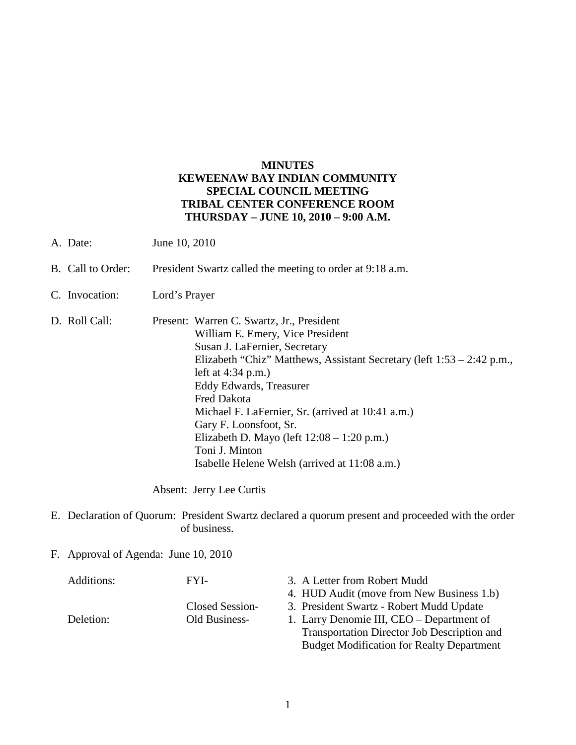# MINUTES
# KEWEENAW BAY INDIAN COMMUNITY
# SPECIAL COUNCIL MEETING
# TRIBAL CENTER CONFERENCE ROOM
# THURSDAY – JUNE 10, 2010 – 9:00 A.M.

A. Date: June 10, 2010

B. Call to Order: President Swartz called the meeting to order at 9:18 a.m.

C. Invocation: Lord's Prayer

D. Roll Call: Present: Warren C. Swartz, Jr., President
William E. Emery, Vice President
Susan J. LaFernier, Secretary
Elizabeth "Chiz" Matthews, Assistant Secretary (left 1:53 – 2:42 p.m., left at 4:34 p.m.)
Eddy Edwards, Treasurer
Fred Dakota
Michael F. LaFernier, Sr. (arrived at 10:41 a.m.)
Gary F. Loonsfoot, Sr.
Elizabeth D. Mayo (left 12:08 – 1:20 p.m.)
Toni J. Minton
Isabelle Helene Welsh (arrived at 11:08 a.m.)

Absent: Jerry Lee Curtis

E. Declaration of Quorum: President Swartz declared a quorum present and proceeded with the order of business.

F. Approval of Agenda: June 10, 2010

| | | |
|---|---|---|
| Additions: | FYI- | 3. A Letter from Robert Mudd |
| | | 4. HUD Audit (move from New Business 1.b) |
| | Closed Session- | 3. President Swartz - Robert Mudd Update |
| Deletion: | Old Business- | 1. Larry Denomie III, CEO – Department of Transportation Director Job Description and Budget Modification for Realty Department |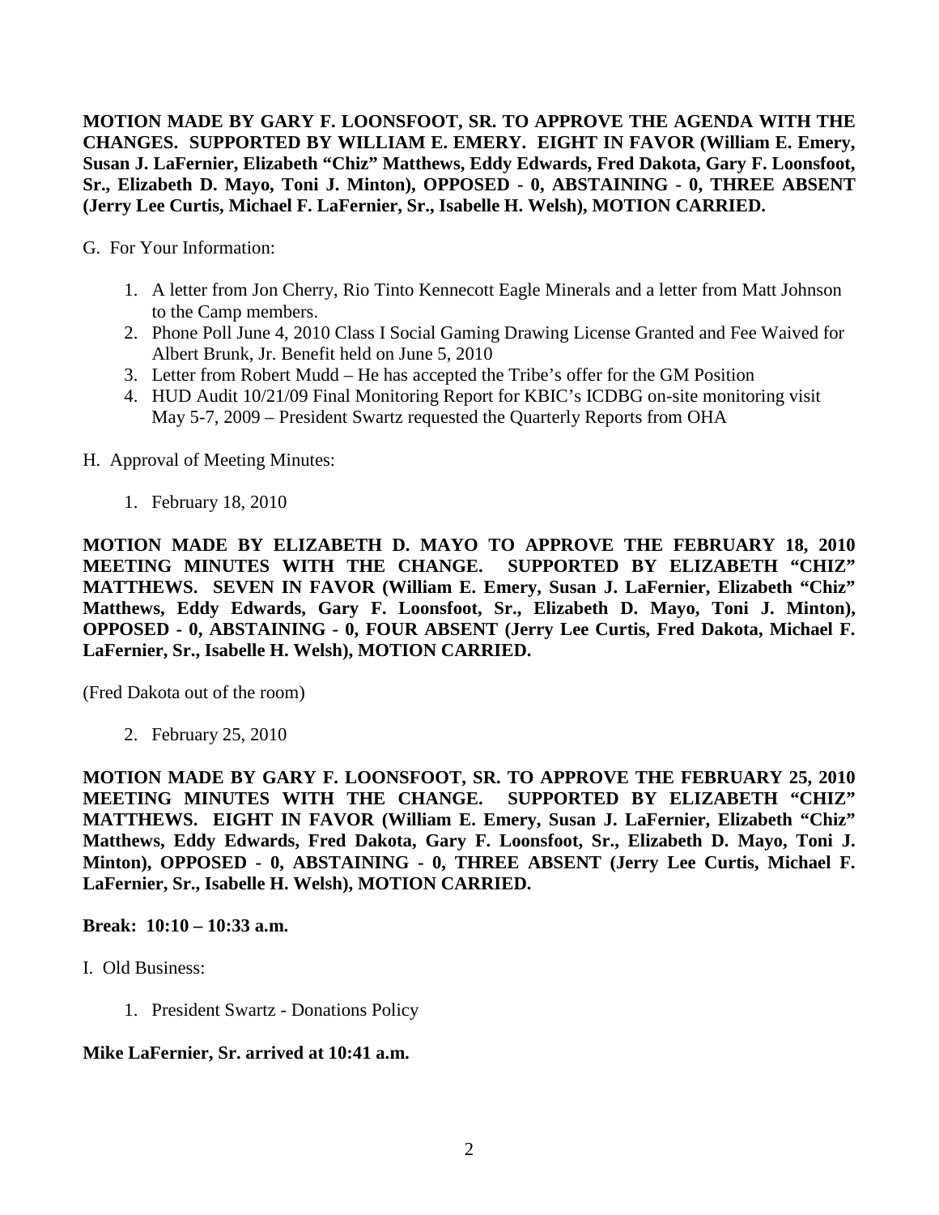**MOTION MADE BY GARY F. LOONSFOOT, SR. TO APPROVE THE AGENDA WITH THE CHANGES. SUPPORTED BY WILLIAM E. EMERY. EIGHT IN FAVOR (William E. Emery, Susan J. LaFernier, Elizabeth "Chiz" Matthews, Eddy Edwards, Fred Dakota, Gary F. Loonsfoot, Sr., Elizabeth D. Mayo, Toni J. Minton), OPPOSED - 0, ABSTAINING - 0, THREE ABSENT (Jerry Lee Curtis, Michael F. LaFernier, Sr., Isabelle H. Welsh), MOTION CARRIED.**

G. For Your Information:

1. A letter from Jon Cherry, Rio Tinto Kennecott Eagle Minerals and a letter from Matt Johnson to the Camp members.
2. Phone Poll June 4, 2010 Class I Social Gaming Drawing License Granted and Fee Waived for Albert Brunk, Jr. Benefit held on June 5, 2010
3. Letter from Robert Mudd – He has accepted the Tribe's offer for the GM Position
4. HUD Audit 10/21/09 Final Monitoring Report for KBIC's ICDBG on-site monitoring visit May 5-7, 2009 – President Swartz requested the Quarterly Reports from OHA

H. Approval of Meeting Minutes:

1. February 18, 2010

**MOTION MADE BY ELIZABETH D. MAYO TO APPROVE THE FEBRUARY 18, 2010 MEETING MINUTES WITH THE CHANGE. SUPPORTED BY ELIZABETH "CHIZ" MATTHEWS. SEVEN IN FAVOR (William E. Emery, Susan J. LaFernier, Elizabeth "Chiz" Matthews, Eddy Edwards, Gary F. Loonsfoot, Sr., Elizabeth D. Mayo, Toni J. Minton), OPPOSED - 0, ABSTAINING - 0, FOUR ABSENT (Jerry Lee Curtis, Fred Dakota, Michael F. LaFernier, Sr., Isabelle H. Welsh), MOTION CARRIED.**

(Fred Dakota out of the room)

2. February 25, 2010

**MOTION MADE BY GARY F. LOONSFOOT, SR. TO APPROVE THE FEBRUARY 25, 2010 MEETING MINUTES WITH THE CHANGE. SUPPORTED BY ELIZABETH "CHIZ" MATTHEWS. EIGHT IN FAVOR (William E. Emery, Susan J. LaFernier, Elizabeth "Chiz" Matthews, Eddy Edwards, Fred Dakota, Gary F. Loonsfoot, Sr., Elizabeth D. Mayo, Toni J. Minton), OPPOSED - 0, ABSTAINING - 0, THREE ABSENT (Jerry Lee Curtis, Michael F. LaFernier, Sr., Isabelle H. Welsh), MOTION CARRIED.**

**Break: 10:10 – 10:33 a.m.**

I. Old Business:

1. President Swartz - Donations Policy

**Mike LaFernier, Sr. arrived at 10:41 a.m.**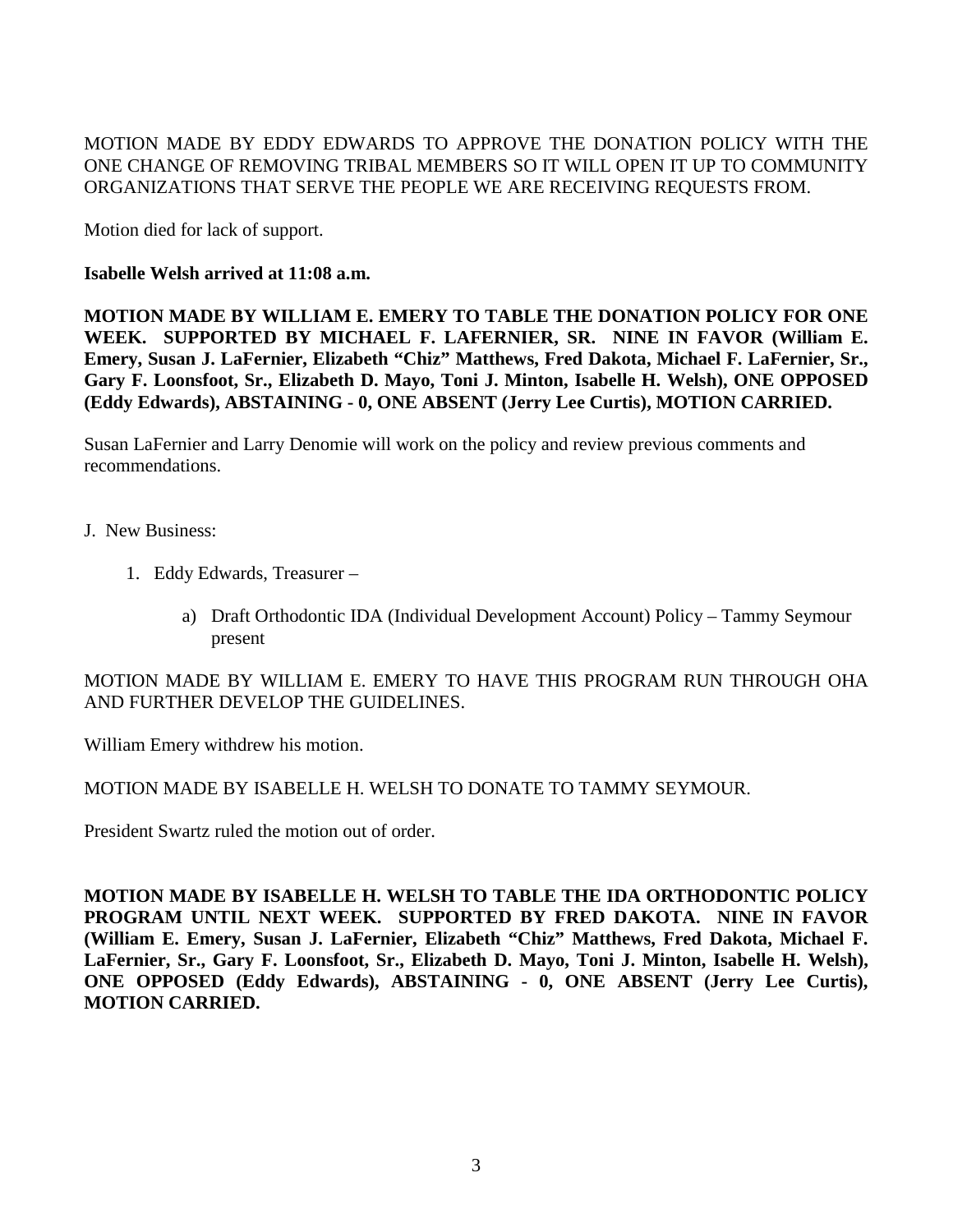MOTION MADE BY EDDY EDWARDS TO APPROVE THE DONATION POLICY WITH THE ONE CHANGE OF REMOVING TRIBAL MEMBERS SO IT WILL OPEN IT UP TO COMMUNITY ORGANIZATIONS THAT SERVE THE PEOPLE WE ARE RECEIVING REQUESTS FROM.

Motion died for lack of support.

**Isabelle Welsh arrived at 11:08 a.m.**

**MOTION MADE BY WILLIAM E. EMERY TO TABLE THE DONATION POLICY FOR ONE WEEK. SUPPORTED BY MICHAEL F. LAFERNIER, SR. NINE IN FAVOR (William E. Emery, Susan J. LaFernier, Elizabeth "Chiz" Matthews, Fred Dakota, Michael F. LaFernier, Sr., Gary F. Loonsfoot, Sr., Elizabeth D. Mayo, Toni J. Minton, Isabelle H. Welsh), ONE OPPOSED (Eddy Edwards), ABSTAINING - 0, ONE ABSENT (Jerry Lee Curtis), MOTION CARRIED.**

Susan LaFernier and Larry Denomie will work on the policy and review previous comments and recommendations.

J. New Business:

1. Eddy Edwards, Treasurer –

   a) Draft Orthodontic IDA (Individual Development Account) Policy – Tammy Seymour present

MOTION MADE BY WILLIAM E. EMERY TO HAVE THIS PROGRAM RUN THROUGH OHA AND FURTHER DEVELOP THE GUIDELINES.

William Emery withdrew his motion.

MOTION MADE BY ISABELLE H. WELSH TO DONATE TO TAMMY SEYMOUR.

President Swartz ruled the motion out of order.

**MOTION MADE BY ISABELLE H. WELSH TO TABLE THE IDA ORTHODONTIC POLICY PROGRAM UNTIL NEXT WEEK. SUPPORTED BY FRED DAKOTA. NINE IN FAVOR (William E. Emery, Susan J. LaFernier, Elizabeth "Chiz" Matthews, Fred Dakota, Michael F. LaFernier, Sr., Gary F. Loonsfoot, Sr., Elizabeth D. Mayo, Toni J. Minton, Isabelle H. Welsh), ONE OPPOSED (Eddy Edwards), ABSTAINING - 0, ONE ABSENT (Jerry Lee Curtis), MOTION CARRIED.**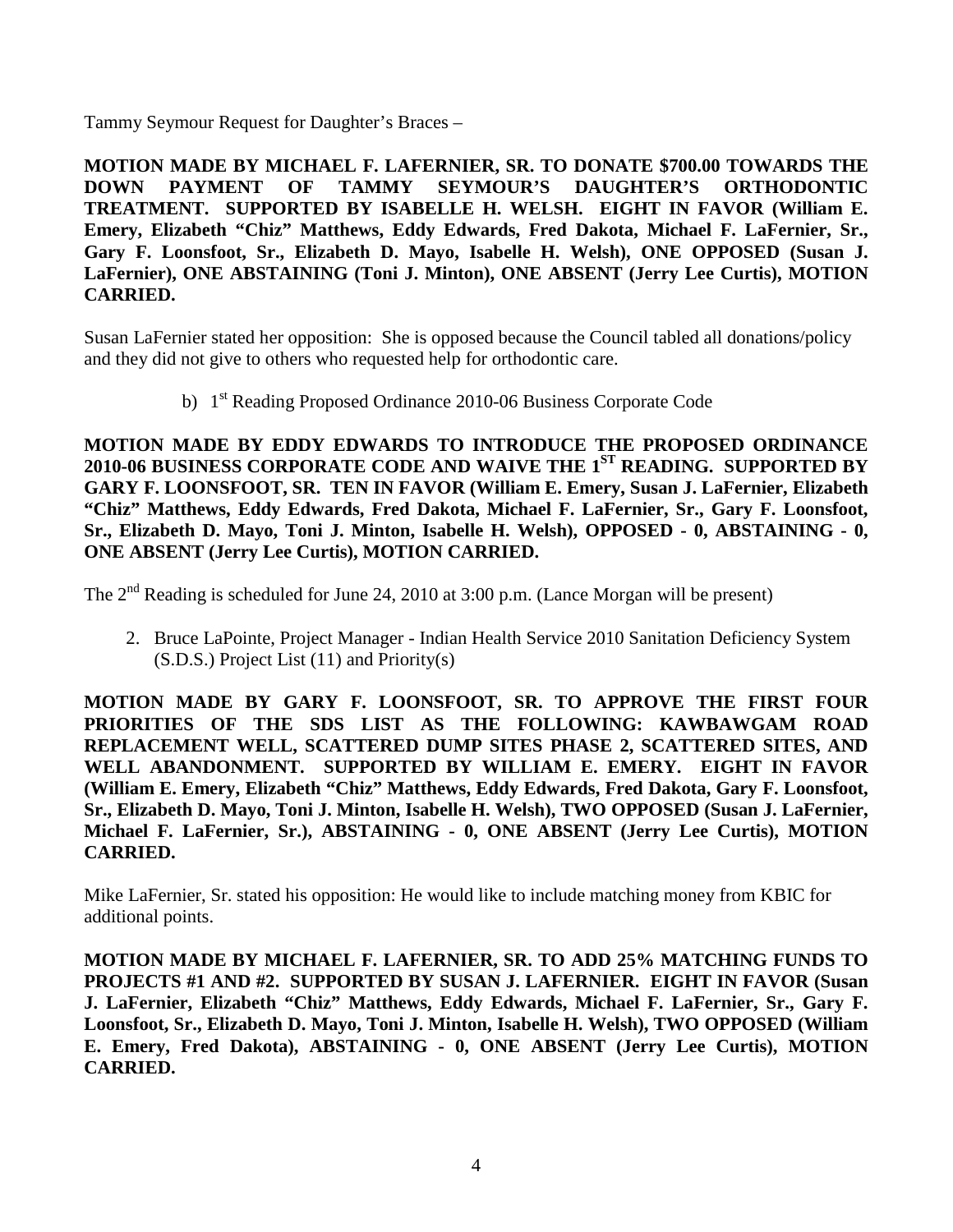Tammy Seymour Request for Daughter's Braces –

**MOTION MADE BY MICHAEL F. LAFERNIER, SR. TO DONATE $700.00 TOWARDS THE DOWN PAYMENT OF TAMMY SEYMOUR'S DAUGHTER'S ORTHODONTIC TREATMENT. SUPPORTED BY ISABELLE H. WELSH. EIGHT IN FAVOR (William E. Emery, Elizabeth "Chiz" Matthews, Eddy Edwards, Fred Dakota, Michael F. LaFernier, Sr., Gary F. Loonsfoot, Sr., Elizabeth D. Mayo, Isabelle H. Welsh), ONE OPPOSED (Susan J. LaFernier), ONE ABSTAINING (Toni J. Minton), ONE ABSENT (Jerry Lee Curtis), MOTION CARRIED.**

Susan LaFernier stated her opposition: She is opposed because the Council tabled all donations/policy and they did not give to others who requested help for orthodontic care.

b) 1st Reading Proposed Ordinance 2010-06 Business Corporate Code

**MOTION MADE BY EDDY EDWARDS TO INTRODUCE THE PROPOSED ORDINANCE 2010-06 BUSINESS CORPORATE CODE AND WAIVE THE 1ST READING. SUPPORTED BY GARY F. LOONSFOOT, SR. TEN IN FAVOR (William E. Emery, Susan J. LaFernier, Elizabeth "Chiz" Matthews, Eddy Edwards, Fred Dakota, Michael F. LaFernier, Sr., Gary F. Loonsfoot, Sr., Elizabeth D. Mayo, Toni J. Minton, Isabelle H. Welsh), OPPOSED - 0, ABSTAINING - 0, ONE ABSENT (Jerry Lee Curtis), MOTION CARRIED.**

The 2nd Reading is scheduled for June 24, 2010 at 3:00 p.m. (Lance Morgan will be present)

2. Bruce LaPointe, Project Manager - Indian Health Service 2010 Sanitation Deficiency System (S.D.S.) Project List (11) and Priority(s)

**MOTION MADE BY GARY F. LOONSFOOT, SR. TO APPROVE THE FIRST FOUR PRIORITIES OF THE SDS LIST AS THE FOLLOWING: KAWBAWGAM ROAD REPLACEMENT WELL, SCATTERED DUMP SITES PHASE 2, SCATTERED SITES, AND WELL ABANDONMENT. SUPPORTED BY WILLIAM E. EMERY. EIGHT IN FAVOR (William E. Emery, Elizabeth "Chiz" Matthews, Eddy Edwards, Fred Dakota, Gary F. Loonsfoot, Sr., Elizabeth D. Mayo, Toni J. Minton, Isabelle H. Welsh), TWO OPPOSED (Susan J. LaFernier, Michael F. LaFernier, Sr.), ABSTAINING - 0, ONE ABSENT (Jerry Lee Curtis), MOTION CARRIED.**

Mike LaFernier, Sr. stated his opposition: He would like to include matching money from KBIC for additional points.

**MOTION MADE BY MICHAEL F. LAFERNIER, SR. TO ADD 25% MATCHING FUNDS TO PROJECTS #1 AND #2. SUPPORTED BY SUSAN J. LAFERNIER. EIGHT IN FAVOR (Susan J. LaFernier, Elizabeth "Chiz" Matthews, Eddy Edwards, Michael F. LaFernier, Sr., Gary F. Loonsfoot, Sr., Elizabeth D. Mayo, Toni J. Minton, Isabelle H. Welsh), TWO OPPOSED (William E. Emery, Fred Dakota), ABSTAINING - 0, ONE ABSENT (Jerry Lee Curtis), MOTION CARRIED.**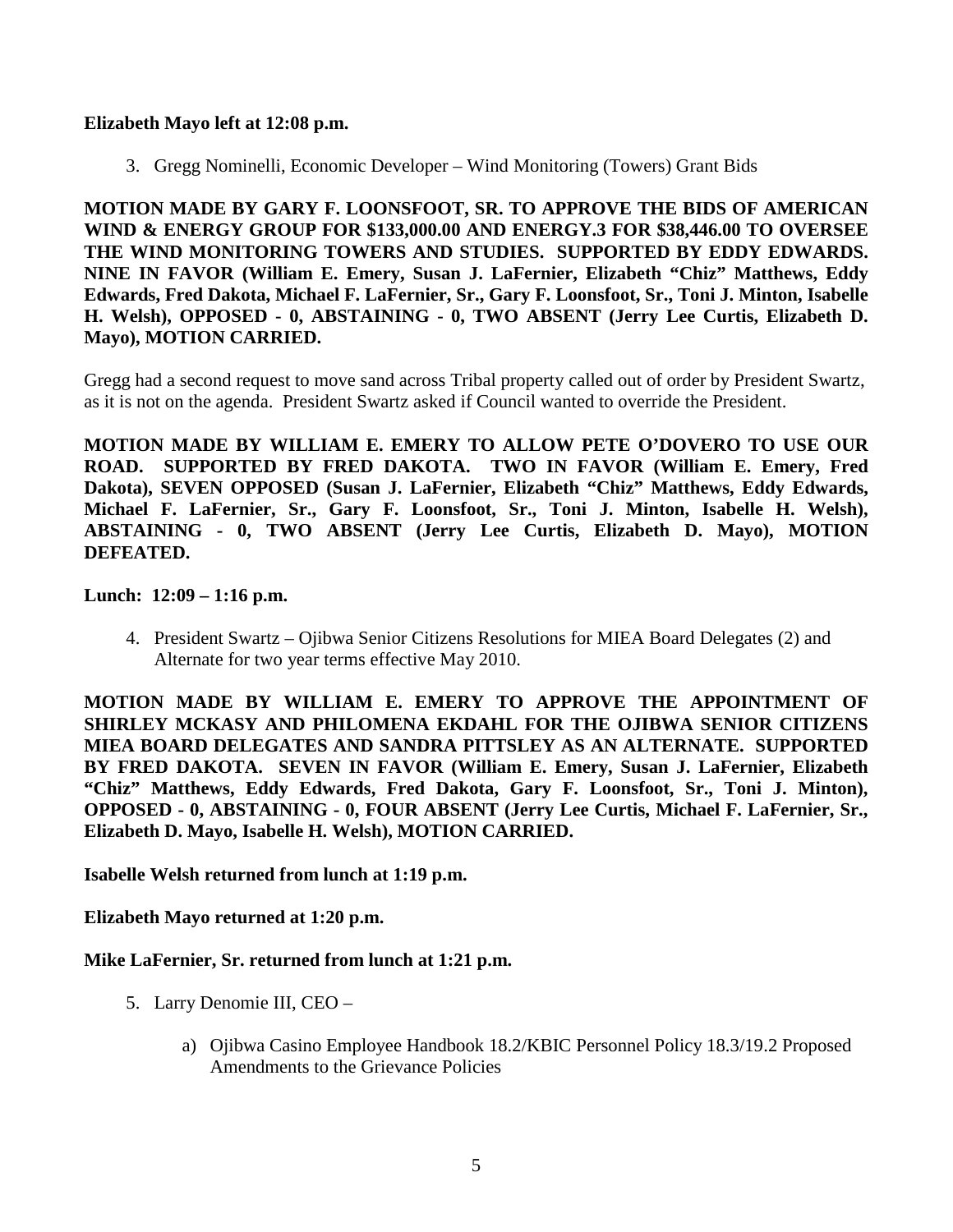**Elizabeth Mayo left at 12:08 p.m.**

3. Gregg Nominelli, Economic Developer – Wind Monitoring (Towers) Grant Bids

**MOTION MADE BY GARY F. LOONSFOOT, SR. TO APPROVE THE BIDS OF AMERICAN WIND & ENERGY GROUP FOR $133,000.00 AND ENERGY.3 FOR $38,446.00 TO OVERSEE THE WIND MONITORING TOWERS AND STUDIES. SUPPORTED BY EDDY EDWARDS. NINE IN FAVOR (William E. Emery, Susan J. LaFernier, Elizabeth "Chiz" Matthews, Eddy Edwards, Fred Dakota, Michael F. LaFernier, Sr., Gary F. Loonsfoot, Sr., Toni J. Minton, Isabelle H. Welsh), OPPOSED - 0, ABSTAINING - 0, TWO ABSENT (Jerry Lee Curtis, Elizabeth D. Mayo), MOTION CARRIED.**

Gregg had a second request to move sand across Tribal property called out of order by President Swartz, as it is not on the agenda. President Swartz asked if Council wanted to override the President.

**MOTION MADE BY WILLIAM E. EMERY TO ALLOW PETE O'DOVERO TO USE OUR ROAD. SUPPORTED BY FRED DAKOTA. TWO IN FAVOR (William E. Emery, Fred Dakota), SEVEN OPPOSED (Susan J. LaFernier, Elizabeth "Chiz" Matthews, Eddy Edwards, Michael F. LaFernier, Sr., Gary F. Loonsfoot, Sr., Toni J. Minton, Isabelle H. Welsh), ABSTAINING - 0, TWO ABSENT (Jerry Lee Curtis, Elizabeth D. Mayo), MOTION DEFEATED.**

**Lunch: 12:09 – 1:16 p.m.**

4. President Swartz – Ojibwa Senior Citizens Resolutions for MIEA Board Delegates (2) and Alternate for two year terms effective May 2010.

**MOTION MADE BY WILLIAM E. EMERY TO APPROVE THE APPOINTMENT OF SHIRLEY MCKASY AND PHILOMENA EKDAHL FOR THE OJIBWA SENIOR CITIZENS MIEA BOARD DELEGATES AND SANDRA PITTSLEY AS AN ALTERNATE. SUPPORTED BY FRED DAKOTA. SEVEN IN FAVOR (William E. Emery, Susan J. LaFernier, Elizabeth "Chiz" Matthews, Eddy Edwards, Fred Dakota, Gary F. Loonsfoot, Sr., Toni J. Minton), OPPOSED - 0, ABSTAINING - 0, FOUR ABSENT (Jerry Lee Curtis, Michael F. LaFernier, Sr., Elizabeth D. Mayo, Isabelle H. Welsh), MOTION CARRIED.**

**Isabelle Welsh returned from lunch at 1:19 p.m.**

**Elizabeth Mayo returned at 1:20 p.m.**

**Mike LaFernier, Sr. returned from lunch at 1:21 p.m.**

5. Larry Denomie III, CEO –

   a) Ojibwa Casino Employee Handbook 18.2/KBIC Personnel Policy 18.3/19.2 Proposed Amendments to the Grievance Policies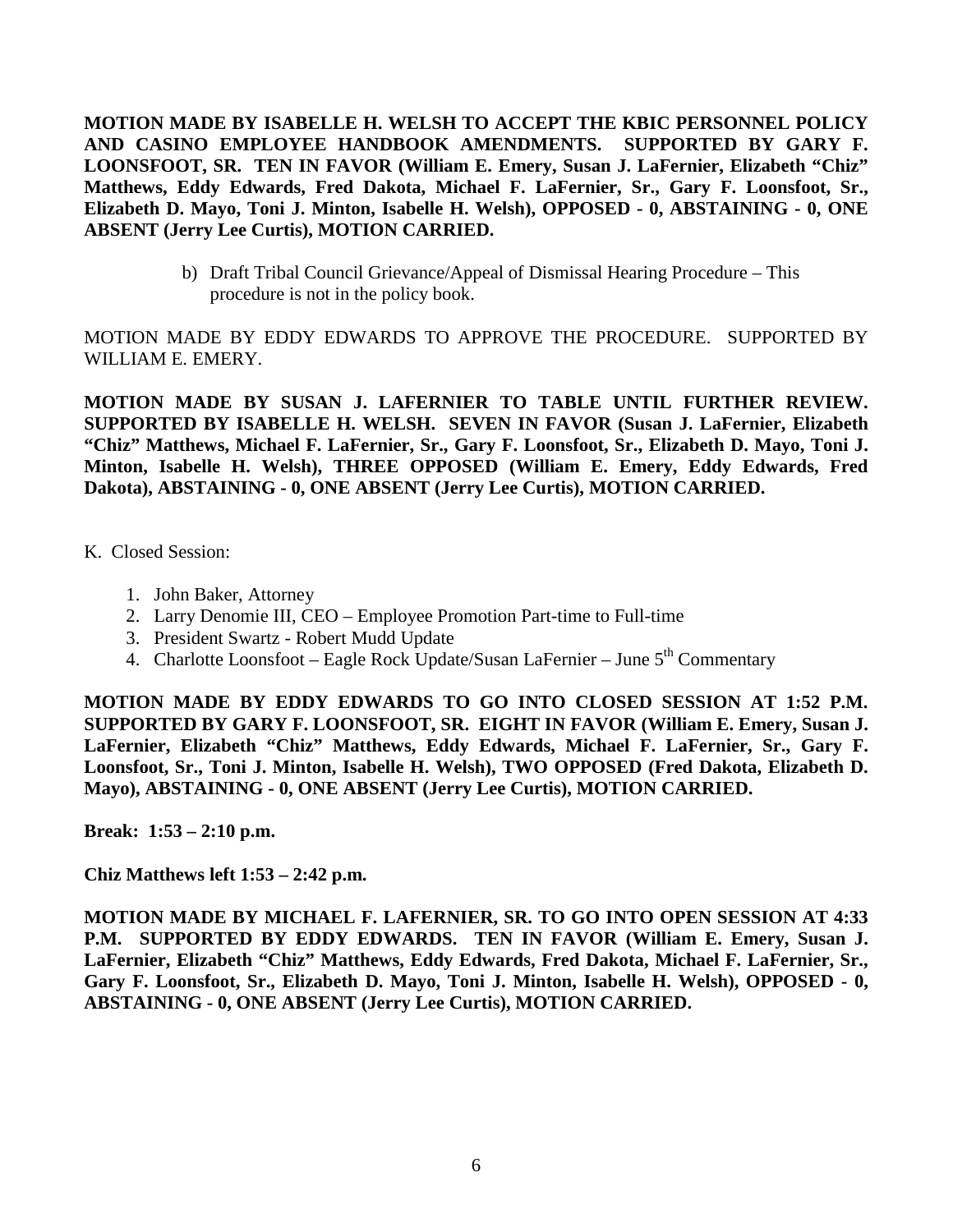**MOTION MADE BY ISABELLE H. WELSH TO ACCEPT THE KBIC PERSONNEL POLICY AND CASINO EMPLOYEE HANDBOOK AMENDMENTS. SUPPORTED BY GARY F. LOONSFOOT, SR. TEN IN FAVOR (William E. Emery, Susan J. LaFernier, Elizabeth "Chiz" Matthews, Eddy Edwards, Fred Dakota, Michael F. LaFernier, Sr., Gary F. Loonsfoot, Sr., Elizabeth D. Mayo, Toni J. Minton, Isabelle H. Welsh), OPPOSED - 0, ABSTAINING - 0, ONE ABSENT (Jerry Lee Curtis), MOTION CARRIED.**

b) Draft Tribal Council Grievance/Appeal of Dismissal Hearing Procedure – This procedure is not in the policy book.

MOTION MADE BY EDDY EDWARDS TO APPROVE THE PROCEDURE. SUPPORTED BY WILLIAM E. EMERY.

**MOTION MADE BY SUSAN J. LAFERNIER TO TABLE UNTIL FURTHER REVIEW. SUPPORTED BY ISABELLE H. WELSH. SEVEN IN FAVOR (Susan J. LaFernier, Elizabeth "Chiz" Matthews, Michael F. LaFernier, Sr., Gary F. Loonsfoot, Sr., Elizabeth D. Mayo, Toni J. Minton, Isabelle H. Welsh), THREE OPPOSED (William E. Emery, Eddy Edwards, Fred Dakota), ABSTAINING - 0, ONE ABSENT (Jerry Lee Curtis), MOTION CARRIED.**

K. Closed Session:

1. John Baker, Attorney
2. Larry Denomie III, CEO – Employee Promotion Part-time to Full-time
3. President Swartz - Robert Mudd Update
4. Charlotte Loonsfoot – Eagle Rock Update/Susan LaFernier – June 5th Commentary

**MOTION MADE BY EDDY EDWARDS TO GO INTO CLOSED SESSION AT 1:52 P.M. SUPPORTED BY GARY F. LOONSFOOT, SR. EIGHT IN FAVOR (William E. Emery, Susan J. LaFernier, Elizabeth "Chiz" Matthews, Eddy Edwards, Michael F. LaFernier, Sr., Gary F. Loonsfoot, Sr., Toni J. Minton, Isabelle H. Welsh), TWO OPPOSED (Fred Dakota, Elizabeth D. Mayo), ABSTAINING - 0, ONE ABSENT (Jerry Lee Curtis), MOTION CARRIED.**

**Break: 1:53 – 2:10 p.m.**

**Chiz Matthews left 1:53 – 2:42 p.m.**

**MOTION MADE BY MICHAEL F. LAFERNIER, SR. TO GO INTO OPEN SESSION AT 4:33 P.M. SUPPORTED BY EDDY EDWARDS. TEN IN FAVOR (William E. Emery, Susan J. LaFernier, Elizabeth "Chiz" Matthews, Eddy Edwards, Fred Dakota, Michael F. LaFernier, Sr., Gary F. Loonsfoot, Sr., Elizabeth D. Mayo, Toni J. Minton, Isabelle H. Welsh), OPPOSED - 0, ABSTAINING - 0, ONE ABSENT (Jerry Lee Curtis), MOTION CARRIED.**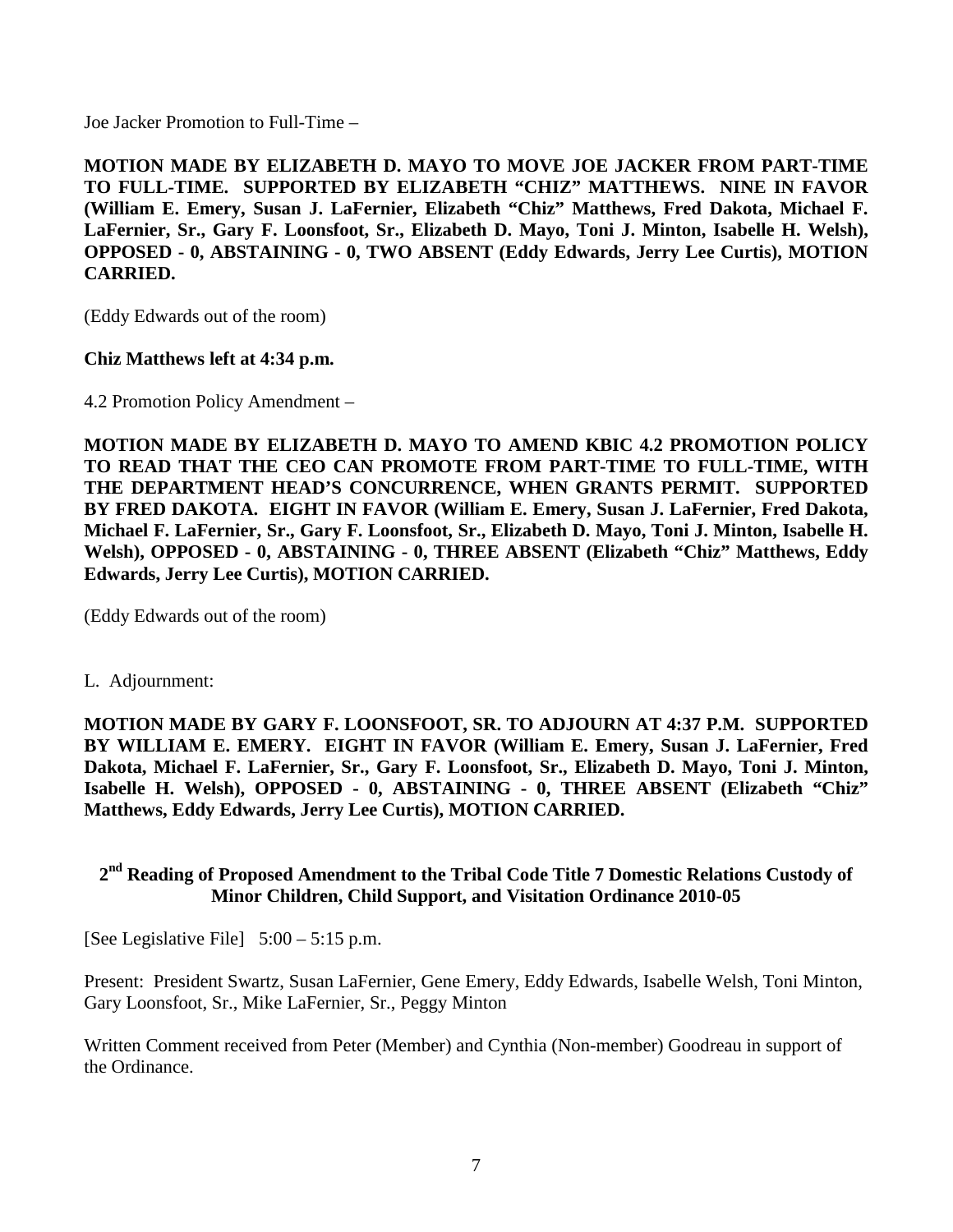Joe Jacker Promotion to Full-Time –

**MOTION MADE BY ELIZABETH D. MAYO TO MOVE JOE JACKER FROM PART-TIME TO FULL-TIME. SUPPORTED BY ELIZABETH "CHIZ" MATTHEWS. NINE IN FAVOR (William E. Emery, Susan J. LaFernier, Elizabeth "Chiz" Matthews, Fred Dakota, Michael F. LaFernier, Sr., Gary F. Loonsfoot, Sr., Elizabeth D. Mayo, Toni J. Minton, Isabelle H. Welsh), OPPOSED - 0, ABSTAINING - 0, TWO ABSENT (Eddy Edwards, Jerry Lee Curtis), MOTION CARRIED.**

(Eddy Edwards out of the room)

**Chiz Matthews left at 4:34 p.m.**

4.2 Promotion Policy Amendment –

**MOTION MADE BY ELIZABETH D. MAYO TO AMEND KBIC 4.2 PROMOTION POLICY TO READ THAT THE CEO CAN PROMOTE FROM PART-TIME TO FULL-TIME, WITH THE DEPARTMENT HEAD'S CONCURRENCE, WHEN GRANTS PERMIT. SUPPORTED BY FRED DAKOTA. EIGHT IN FAVOR (William E. Emery, Susan J. LaFernier, Fred Dakota, Michael F. LaFernier, Sr., Gary F. Loonsfoot, Sr., Elizabeth D. Mayo, Toni J. Minton, Isabelle H. Welsh), OPPOSED - 0, ABSTAINING - 0, THREE ABSENT (Elizabeth "Chiz" Matthews, Eddy Edwards, Jerry Lee Curtis), MOTION CARRIED.**

(Eddy Edwards out of the room)

L. Adjournment:

**MOTION MADE BY GARY F. LOONSFOOT, SR. TO ADJOURN AT 4:37 P.M. SUPPORTED BY WILLIAM E. EMERY. EIGHT IN FAVOR (William E. Emery, Susan J. LaFernier, Fred Dakota, Michael F. LaFernier, Sr., Gary F. Loonsfoot, Sr., Elizabeth D. Mayo, Toni J. Minton, Isabelle H. Welsh), OPPOSED - 0, ABSTAINING - 0, THREE ABSENT (Elizabeth "Chiz" Matthews, Eddy Edwards, Jerry Lee Curtis), MOTION CARRIED.**

## 2nd Reading of Proposed Amendment to the Tribal Code Title 7 Domestic Relations Custody of Minor Children, Child Support, and Visitation Ordinance 2010-05

[See Legislative File] 5:00 – 5:15 p.m.

Present: President Swartz, Susan LaFernier, Gene Emery, Eddy Edwards, Isabelle Welsh, Toni Minton, Gary Loonsfoot, Sr., Mike LaFernier, Sr., Peggy Minton

Written Comment received from Peter (Member) and Cynthia (Non-member) Goodreau in support of the Ordinance.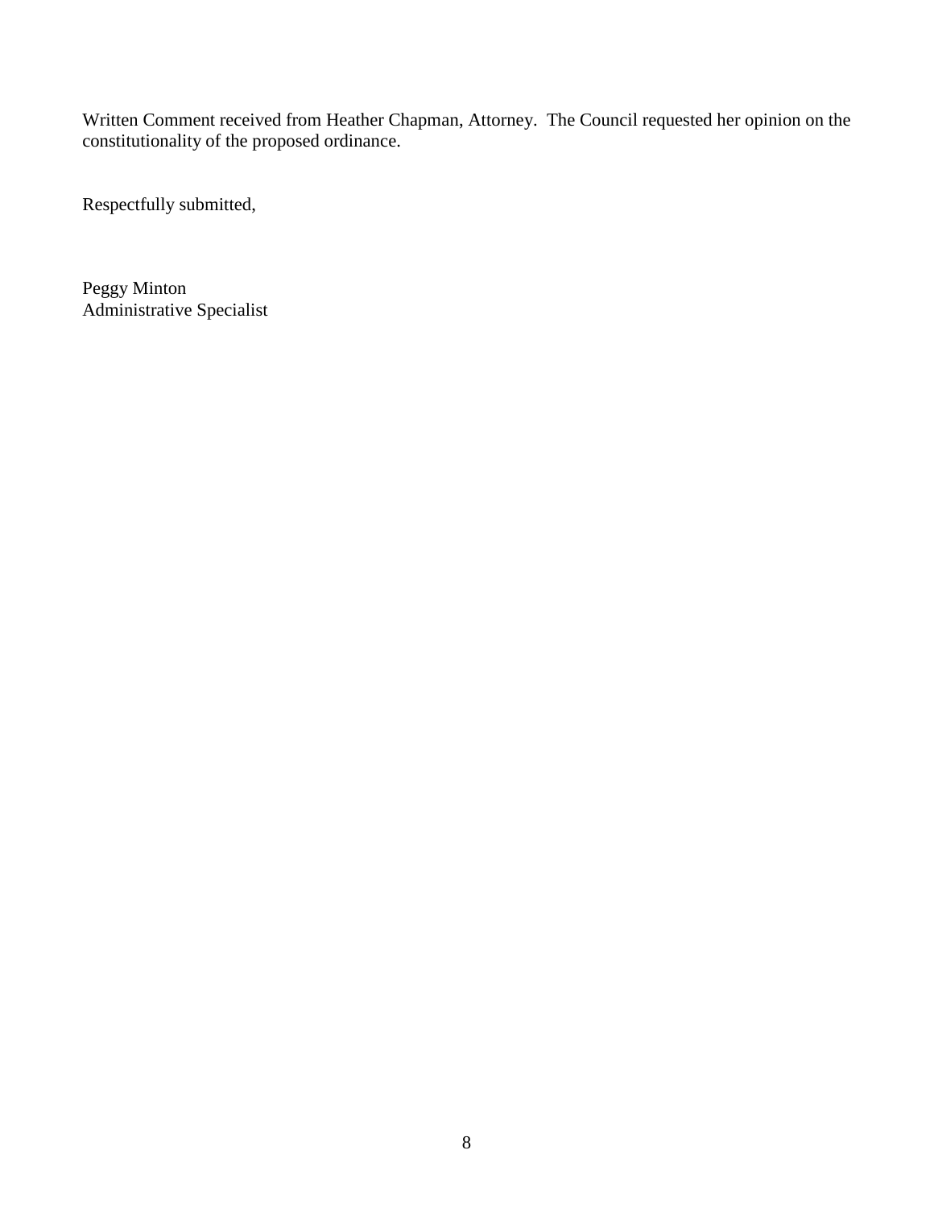Written Comment received from Heather Chapman, Attorney. The Council requested her opinion on the constitutionality of the proposed ordinance.

Respectfully submitted,

Peggy Minton
Administrative Specialist